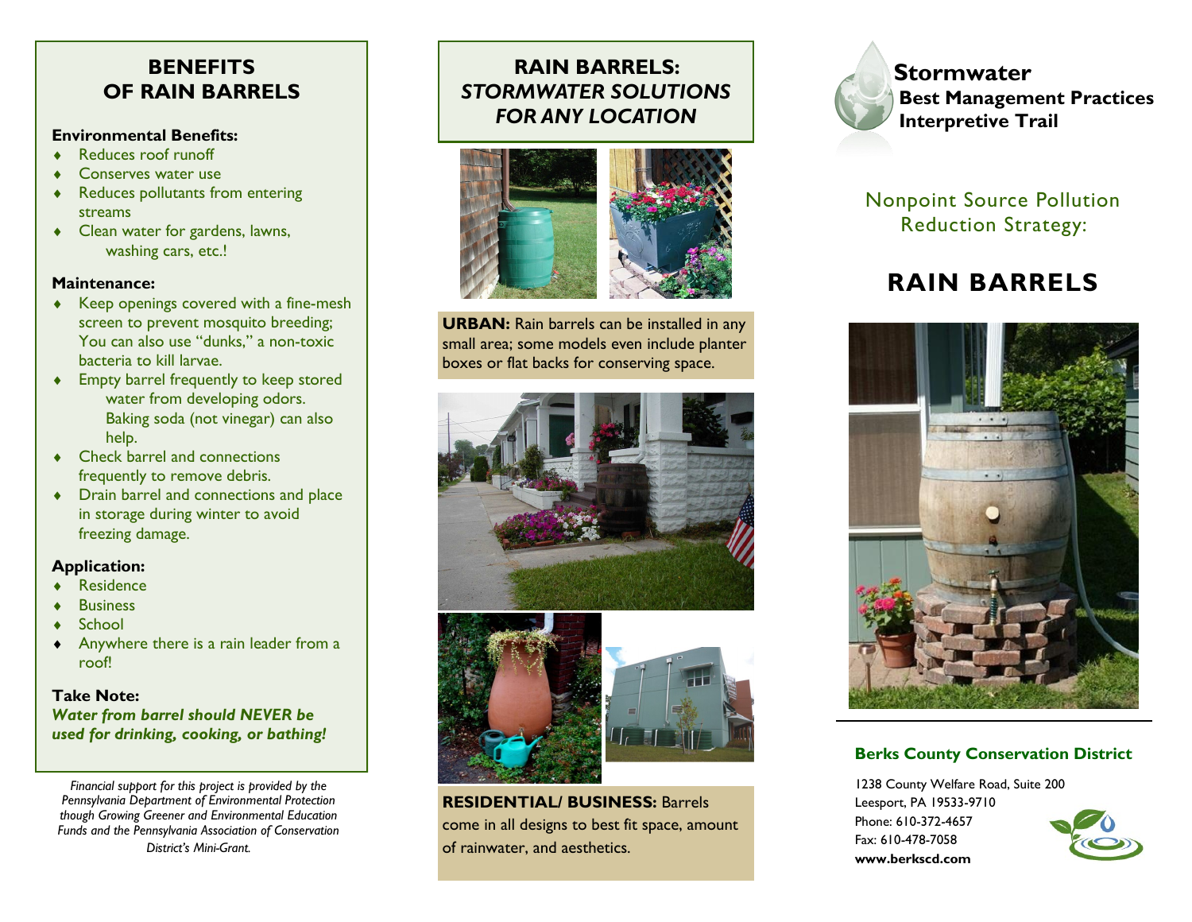## BENEFITS OF RAIN BARRELS

**Environmental Benefits:**

- Reduces roof runoff
- Conserves water use
- Reduces pollutants from entering streams
- Clean water for gardens, lawns, washing cars, etc.!

**Maintenance:**

- Keep openings covered with a fine-mesh screen to prevent mosquito breeding; You can also use "dunks," a non-toxic bacteria to kill larvae.
- Empty barrel frequently to keep stored water from developing odors. Baking soda (not vinegar) can also help.
- Check barrel and connections frequently to remove debris.
- Drain barrel and connections and place in storage during winter to avoid freezing damage.

**Application:**

- Residence
- Business
- School
- Anywhere there is a rain leader from a roof!

**Take Note:**

***Water from barrel should NEVER be used for drinking, cooking, or bathing!***

*Financial support for this project is provided by the Pennsylvania Department of Environmental Protection though Growing Greener and Environmental Education Funds and the Pennsylvania Association of Conservation District's Mini-Grant.*

## RAIN BARRELS: *STORMWATER SOLUTIONS FOR ANY LOCATION*

**URBAN:** Rain barrels can be installed in any small area; some models even include planter boxes or flat backs for conserving space.

**RESIDENTIAL/ BUSINESS:** Barrels come in all designs to best fit space, amount of rainwater, and aesthetics.

# Stormwater Best Management Practices Interpretive Trail

Nonpoint Source Pollution Reduction Strategy:

# RAIN BARRELS

**Berks County Conservation District**

1238 County Welfare Road, Suite 200
Leesport, PA 19533-9710
Phone: 610-372-4657
Fax: 610-478-7058
**www.berkscd.com**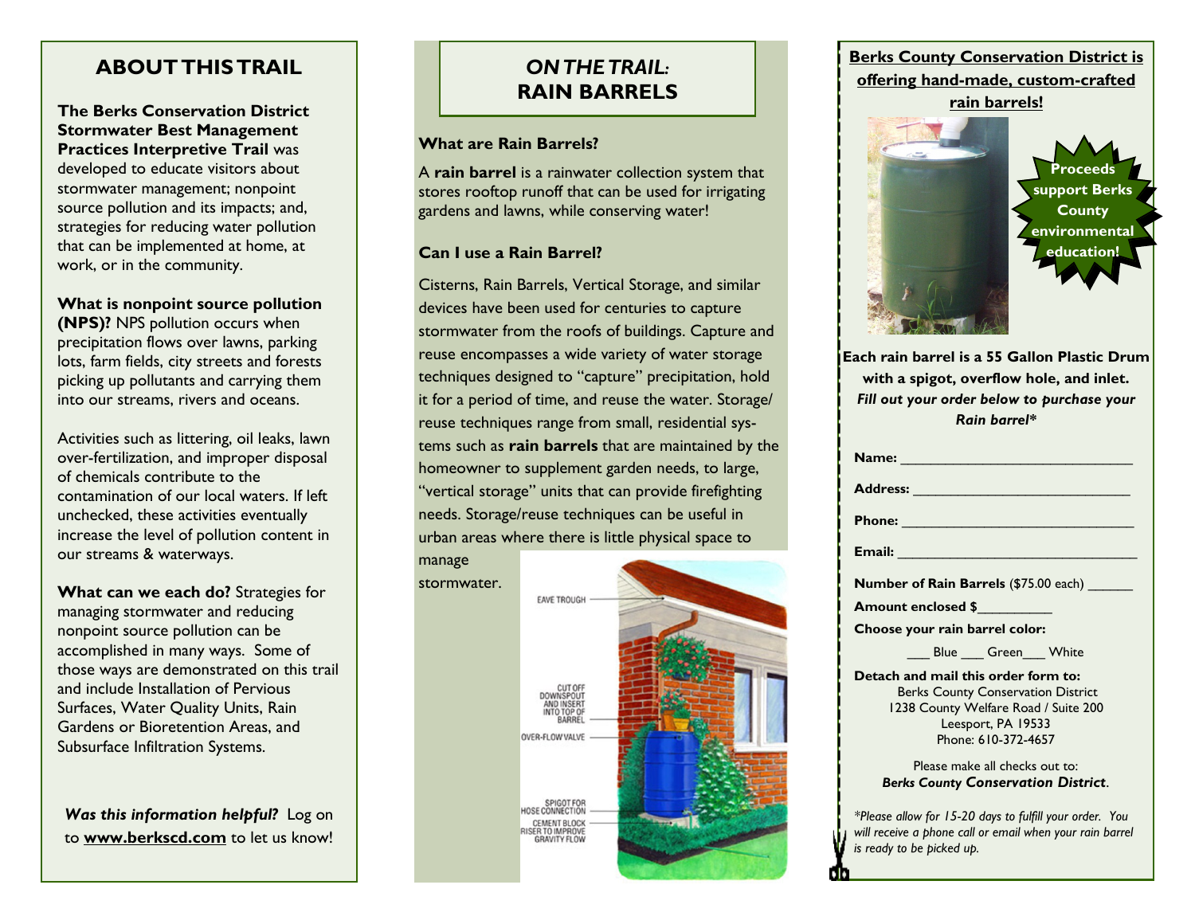# ABOUT THIS TRAIL

**The Berks Conservation District Stormwater Best Management Practices Interpretive Trail** was developed to educate visitors about stormwater management; nonpoint source pollution and its impacts; and, strategies for reducing water pollution that can be implemented at home, at work, or in the community.

**What is nonpoint source pollution (NPS)?** NPS pollution occurs when precipitation flows over lawns, parking lots, farm fields, city streets and forests picking up pollutants and carrying them into our streams, rivers and oceans.

Activities such as littering, oil leaks, lawn over-fertilization, and improper disposal of chemicals contribute to the contamination of our local waters. If left unchecked, these activities eventually increase the level of pollution content in our streams & waterways.

**What can we each do?** Strategies for managing stormwater and reducing nonpoint source pollution can be accomplished in many ways. Some of those ways are demonstrated on this trail and include Installation of Pervious Surfaces, Water Quality Units, Rain Gardens or Bioretention Areas, and Subsurface Infiltration Systems.

***Was this information helpful?*** Log on to **www.berkscd.com** to let us know!

# *ON THE TRAIL:* RAIN BARRELS

### What are Rain Barrels?

A **rain barrel** is a rainwater collection system that stores rooftop runoff that can be used for irrigating gardens and lawns, while conserving water!

### Can I use a Rain Barrel?

Cisterns, Rain Barrels, Vertical Storage, and similar devices have been used for centuries to capture stormwater from the roofs of buildings. Capture and reuse encompasses a wide variety of water storage techniques designed to "capture" precipitation, hold it for a period of time, and reuse the water. Storage/reuse techniques range from small, residential systems such as **rain barrels** that are maintained by the homeowner to supplement garden needs, to large, "vertical storage" units that can provide firefighting needs. Storage/reuse techniques can be useful in urban areas where there is little physical space to manage stormwater.

EAVE TROUGH

CUT OFF DOWNSPOUT AND INSERT INTO TOP OF BARREL

OVER-FLOW VALVE

SPIGOT FOR HOSE CONNECTION

CEMENT BLOCK RISER TO IMPROVE GRAVITY FLOW

## Berks County Conservation District is offering hand-made, custom-crafted rain barrels!

**Proceeds support Berks County environmental education!**

**Each rain barrel is a 55 Gallon Plastic Drum with a spigot, overflow hole, and inlet.**
***Fill out your order below to purchase your Rain barrel****

**Name:** ______________________________

**Address:** ____________________________

**Phone:** ______________________________

**Email:** ______________________________

**Number of Rain Barrels** ($75.00 each) ______

**Amount enclosed $**__________

**Choose your rain barrel color:**

___ Blue ___ Green___ White

**Detach and mail this order form to:**
Berks County Conservation District
1238 County Welfare Road / Suite 200
Leesport, PA 19533
Phone: 610-372-4657

Please make all checks out to:
***Berks County Conservation District***.

*\*Please allow for 15-20 days to fulfill your order. You will receive a phone call or email when your rain barrel is ready to be picked up.*